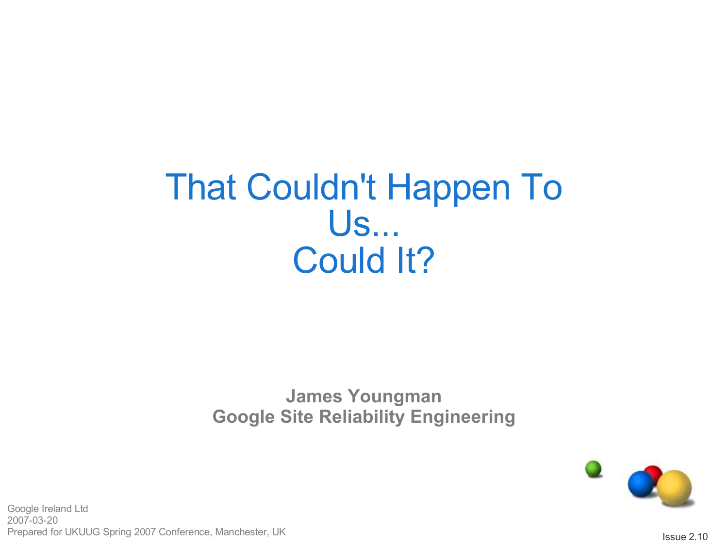# That Couldn't Happen To Us... Could It?

**James Youngman**
**Google Site Reliability Engineering**

Google Ireland Ltd
2007-03-20
Prepared for UKUUG Spring 2007 Conference, Manchester, UK

Issue 2.10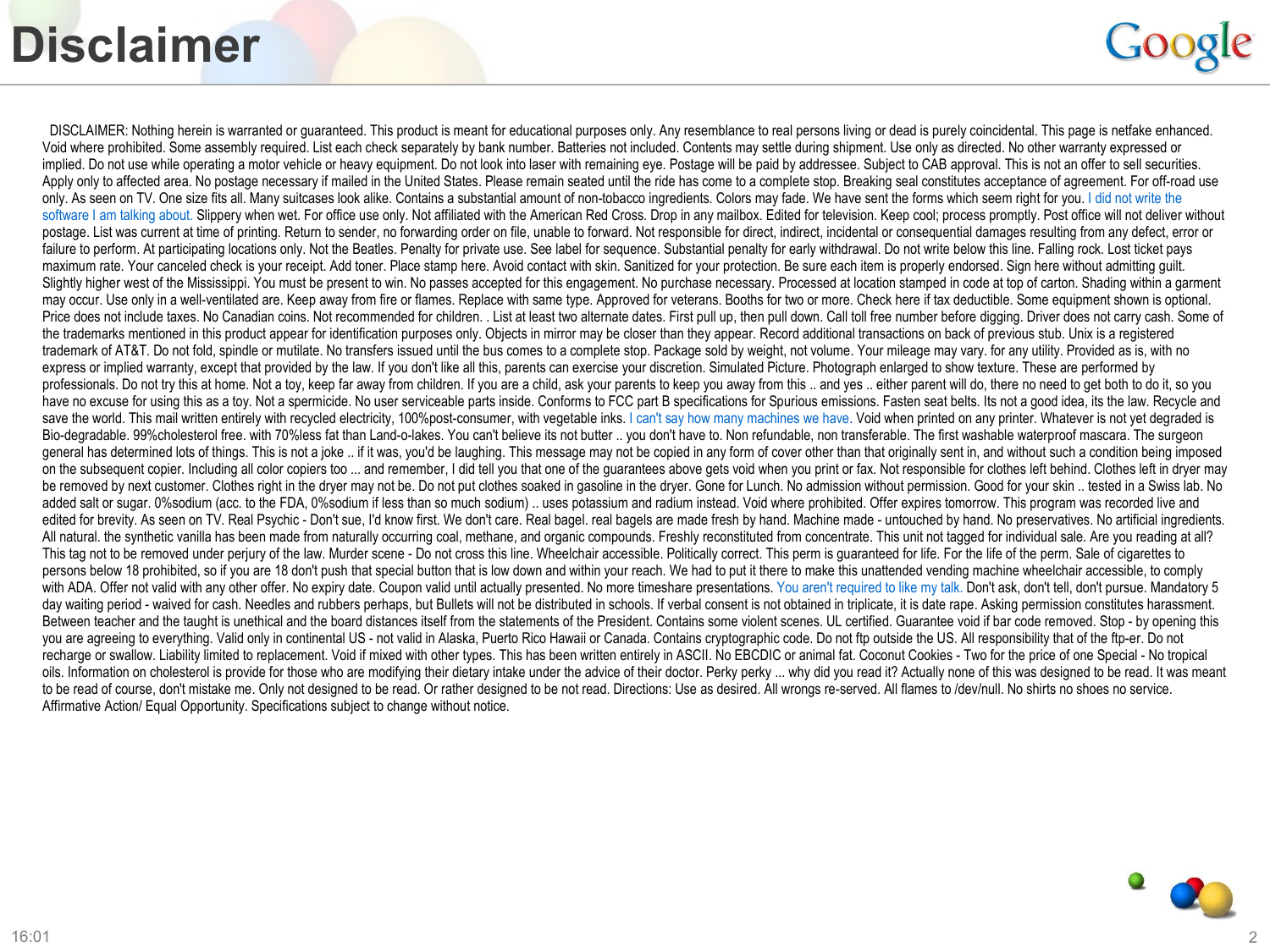# Disclaimer

DISCLAIMER: Nothing herein is warranted or guaranteed. This product is meant for educational purposes only. Any resemblance to real persons living or dead is purely coincidental. This page is netfake enhanced. Void where prohibited. Some assembly required. List each check separately by bank number. Batteries not included. Contents may settle during shipment. Use only as directed. No other warranty expressed or implied. Do not use while operating a motor vehicle or heavy equipment. Do not look into laser with remaining eye. Postage will be paid by addressee. Subject to CAB approval. This is not an offer to sell securities. Apply only to affected area. No postage necessary if mailed in the United States. Please remain seated until the ride has come to a complete stop. Breaking seal constitutes acceptance of agreement. For off-road use only. As seen on TV. One size fits all. Many suitcases look alike. Contains a substantial amount of non-tobacco ingredients. Colors may fade. We have sent the forms which seem right for you. I did not write the software I am talking about. Slippery when wet. For office use only. Not affiliated with the American Red Cross. Drop in any mailbox. Edited for television. Keep cool; process promptly. Post office will not deliver without postage. List was current at time of printing. Return to sender, no forwarding order on file, unable to forward. Not responsible for direct, indirect, incidental or consequential damages resulting from any defect, error or failure to perform. At participating locations only. Not the Beatles. Penalty for private use. See label for sequence. Substantial penalty for early withdrawal. Do not write below this line. Falling rock. Lost ticket pays maximum rate. Your canceled check is your receipt. Add toner. Place stamp here. Avoid contact with skin. Sanitized for your protection. Be sure each item is properly endorsed. Sign here without admitting guilt. Slightly higher west of the Mississippi. You must be present to win. No passes accepted for this engagement. No purchase necessary. Processed at location stamped in code at top of carton. Shading within a garment may occur. Use only in a well-ventilated are. Keep away from fire or flames. Replace with same type. Approved for veterans. Booths for two or more. Check here if tax deductible. Some equipment shown is optional. Price does not include taxes. No Canadian coins. Not recommended for children. . List at least two alternate dates. First pull up, then pull down. Call toll free number before digging. Driver does not carry cash. Some of the trademarks mentioned in this product appear for identification purposes only. Objects in mirror may be closer than they appear. Record additional transactions on back of previous stub. Unix is a registered trademark of AT&T. Do not fold, spindle or mutilate. No transfers issued until the bus comes to a complete stop. Package sold by weight, not volume. Your mileage may vary. for any utility. Provided as is, with no express or implied warranty, except that provided by the law. If you don't like all this, parents can exercise your discretion. Simulated Picture. Photograph enlarged to show texture. These are performed by professionals. Do not try this at home. Not a toy, keep far away from children. If you are a child, ask your parents to keep you away from this .. and yes .. either parent will do, there no need to get both to do it, so you have no excuse for using this as a toy. Not a spermicide. No user serviceable parts inside. Conforms to FCC part B specifications for Spurious emissions. Fasten seat belts. Its not a good idea, its the law. Recycle and save the world. This mail written entirely with recycled electricity, 100%post-consumer, with vegetable inks. I can't say how many machines we have. Void when printed on any printer. Whatever is not yet degraded is Bio-degradable. 99%cholesterol free. with 70%less fat than Land-o-lakes. You can't believe its not butter .. you don't have to. Non refundable, non transferable. The first washable waterproof mascara. The surgeon general has determined lots of things. This is not a joke .. if it was, you'd be laughing. This message may not be copied in any form of cover other than that originally sent in, and without such a condition being imposed on the subsequent copier. Including all color copiers too ... and remember, I did tell you that one of the guarantees above gets void when you print or fax. Not responsible for clothes left behind. Clothes left in dryer may be removed by next customer. Clothes right in the dryer may not be. Do not put clothes soaked in gasoline in the dryer. Gone for Lunch. No admission without permission. Good for your skin .. tested in a Swiss lab. No added salt or sugar. 0%sodium (acc. to the FDA, 0%sodium if less than so much sodium) .. uses potassium and radium instead. Void where prohibited. Offer expires tomorrow. This program was recorded live and edited for brevity. As seen on TV. Real Psychic - Don't sue, I'd know first. We don't care. Real bagel. real bagels are made fresh by hand. Machine made - untouched by hand. No preservatives. No artificial ingredients. All natural. the synthetic vanilla has been made from naturally occurring coal, methane, and organic compounds. Freshly reconstituted from concentrate. This unit not tagged for individual sale. Are you reading at all? This tag not to be removed under perjury of the law. Murder scene - Do not cross this line. Wheelchair accessible. Politically correct. This perm is guaranteed for life. For the life of the perm. Sale of cigarettes to persons below 18 prohibited, so if you are 18 don't push that special button that is low down and within your reach. We had to put it there to make this unattended vending machine wheelchair accessible, to comply with ADA. Offer not valid with any other offer. No expiry date. Coupon valid until actually presented. No more timeshare presentations. You aren't required to like my talk. Don't ask, don't tell, don't pursue. Mandatory 5 day waiting period - waived for cash. Needles and rubbers perhaps, but Bullets will not be distributed in schools. If verbal consent is not obtained in triplicate, it is date rape. Asking permission constitutes harassment. Between teacher and the taught is unethical and the board distances itself from the statements of the President. Contains some violent scenes. UL certified. Guarantee void if bar code removed. Stop - by opening this you are agreeing to everything. Valid only in continental US - not valid in Alaska, Puerto Rico Hawaii or Canada. Contains cryptographic code. Do not ftp outside the US. All responsibility that of the ftp-er. Do not recharge or swallow. Liability limited to replacement. Void if mixed with other types. This has been written entirely in ASCII. No EBCDIC or animal fat. Coconut Cookies - Two for the price of one Special - No tropical oils. Information on cholesterol is provide for those who are modifying their dietary intake under the advice of their doctor. Perky perky ... why did you read it? Actually none of this was designed to be read. It was meant to be read of course, don't mistake me. Only not designed to be read. Or rather designed to be not read. Directions: Use as desired. All wrongs re-served. All flames to /dev/null. No shirts no shoes no service. Affirmative Action/ Equal Opportunity. Specifications subject to change without notice.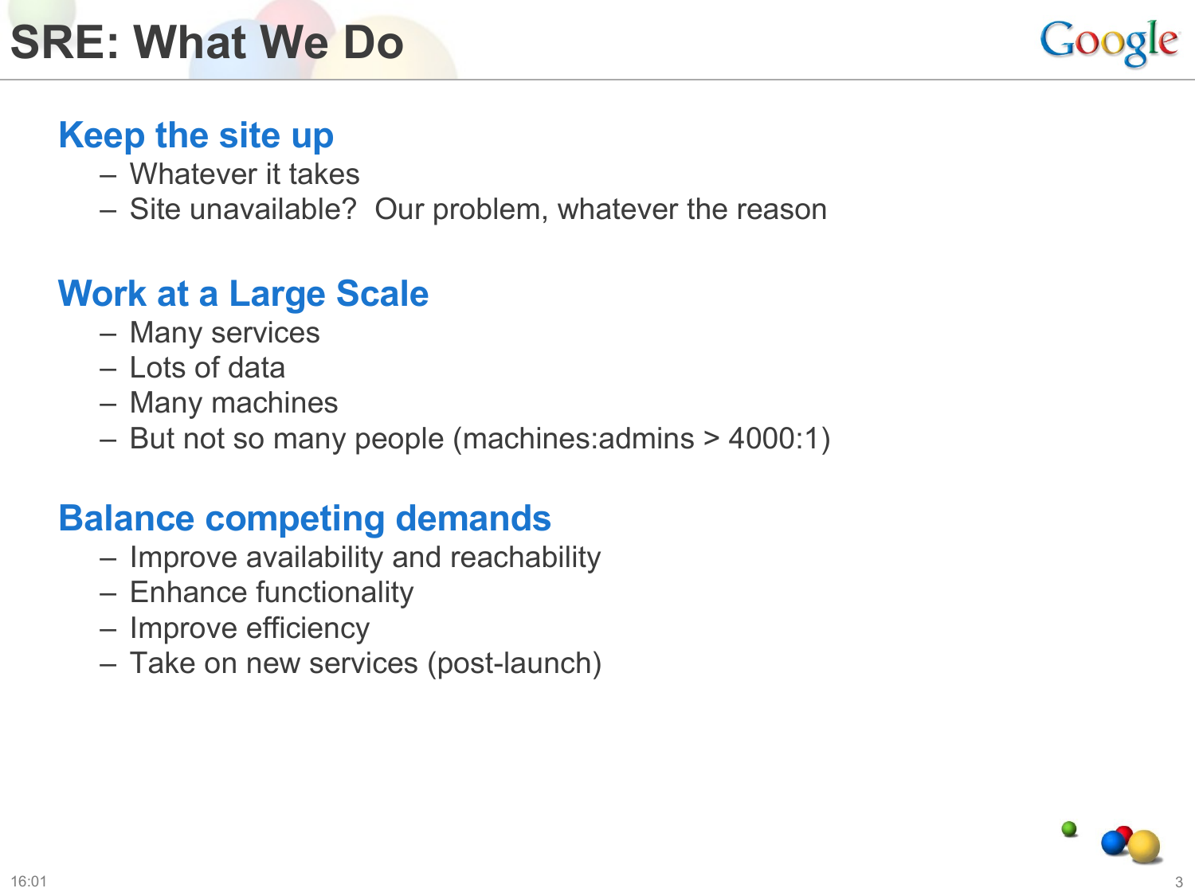# SRE: What We Do

## Keep the site up

- Whatever it takes
- Site unavailable? Our problem, whatever the reason

## Work at a Large Scale

- Many services
- Lots of data
- Many machines
- But not so many people (machines:admins > 4000:1)

## Balance competing demands

- Improve availability and reachability
- Enhance functionality
- Improve efficiency
- Take on new services (post-launch)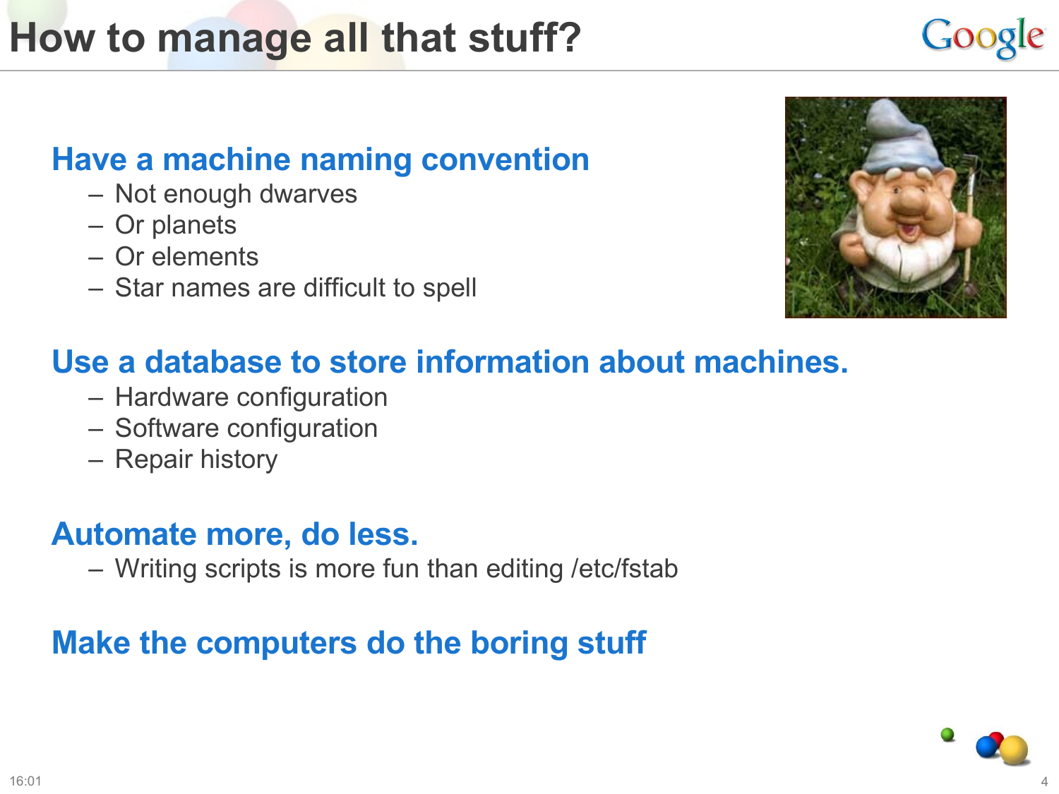# How to manage all that stuff?

## Have a machine naming convention

- Not enough dwarves
- Or planets
- Or elements
- Star names are difficult to spell

## Use a database to store information about machines.

- Hardware configuration
- Software configuration
- Repair history

## Automate more, do less.

- Writing scripts is more fun than editing /etc/fstab

## Make the computers do the boring stuff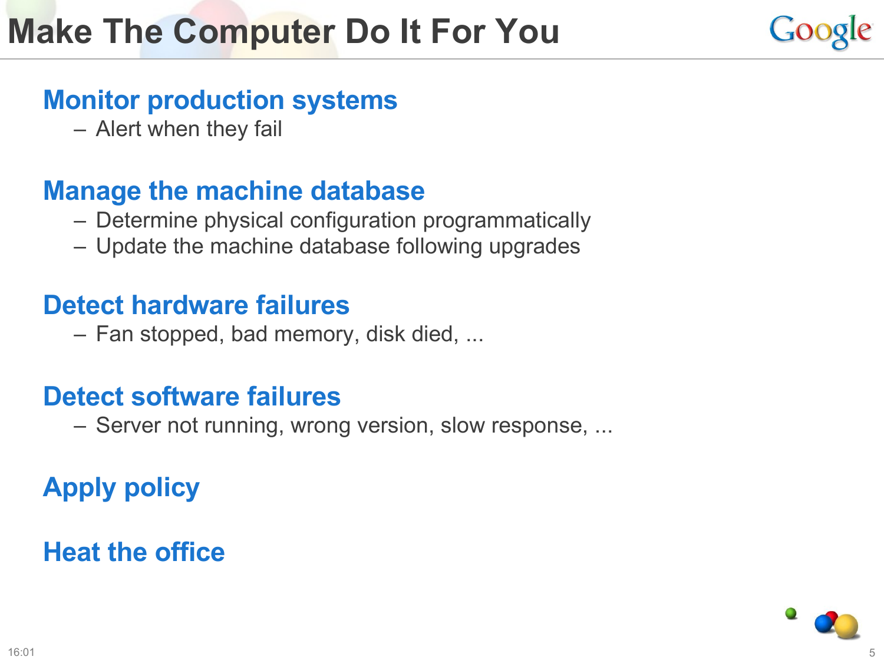# Make The Computer Do It For You

## Monitor production systems

- Alert when they fail

## Manage the machine database

- Determine physical configuration programmatically
- Update the machine database following upgrades

## Detect hardware failures

- Fan stopped, bad memory, disk died, ...

## Detect software failures

- Server not running, wrong version, slow response, ...

## Apply policy

## Heat the office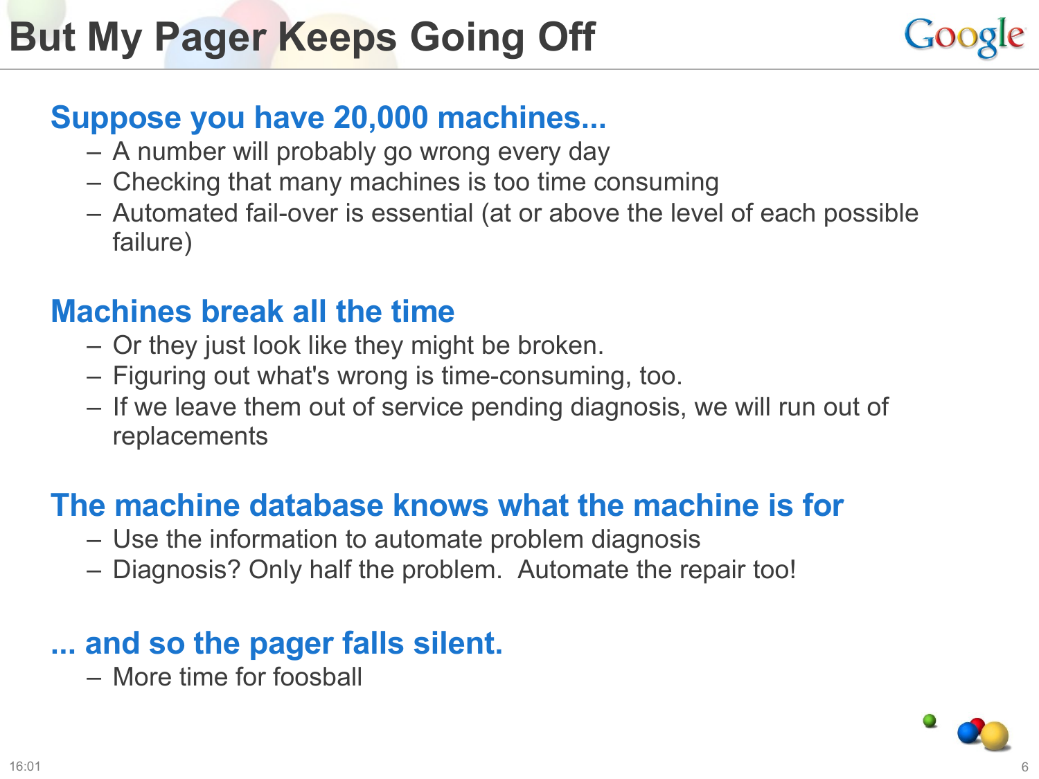# But My Pager Keeps Going Off

## Suppose you have 20,000 machines...

- A number will probably go wrong every day
- Checking that many machines is too time consuming
- Automated fail-over is essential (at or above the level of each possible failure)

## Machines break all the time

- Or they just look like they might be broken.
- Figuring out what's wrong is time-consuming, too.
- If we leave them out of service pending diagnosis, we will run out of replacements

## The machine database knows what the machine is for

- Use the information to automate problem diagnosis
- Diagnosis? Only half the problem. Automate the repair too!

## ... and so the pager falls silent.

- More time for foosball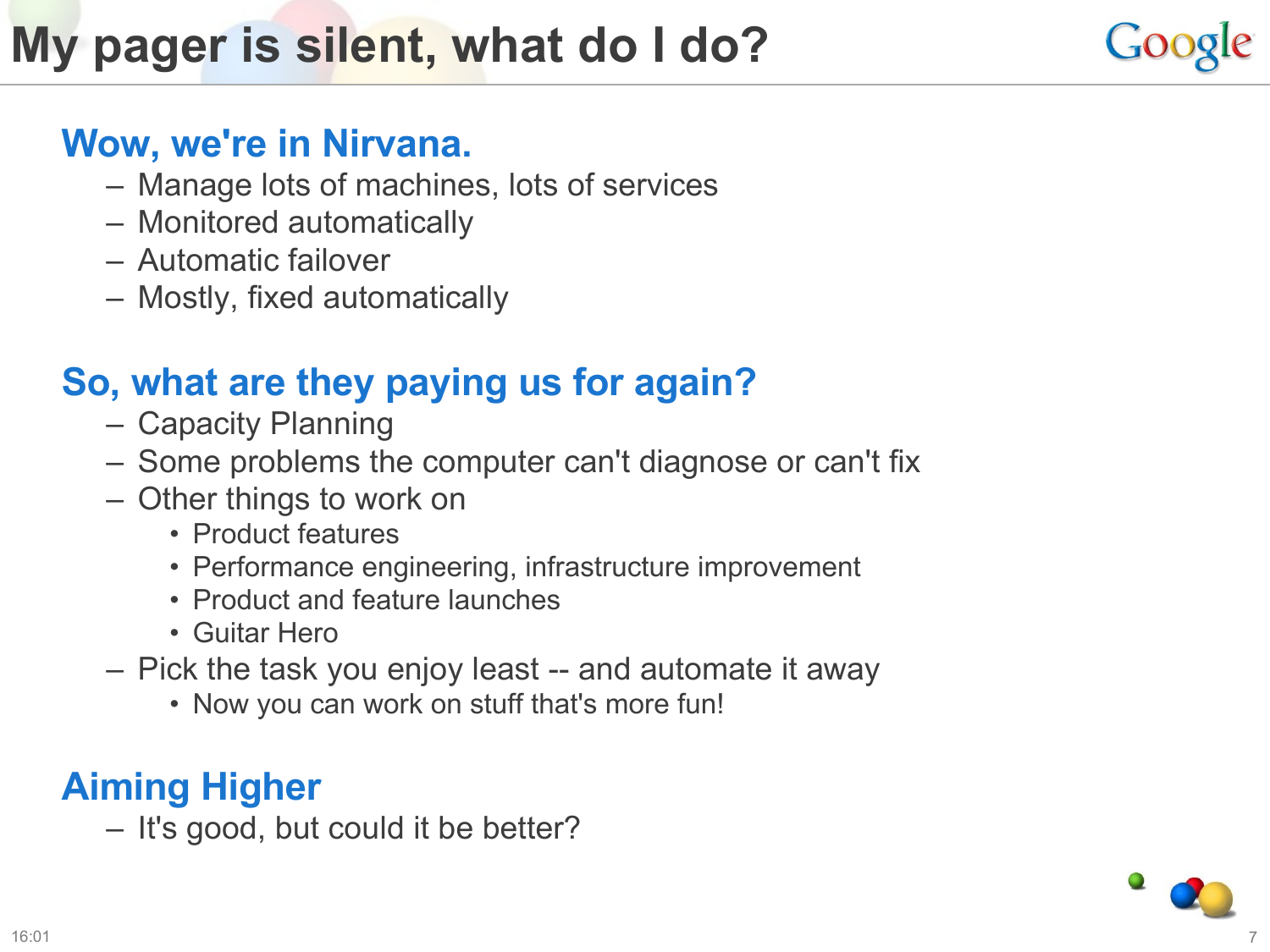# My pager is silent, what do I do?

## Wow, we're in Nirvana.

- Manage lots of machines, lots of services
- Monitored automatically
- Automatic failover
- Mostly, fixed automatically

## So, what are they paying us for again?

- Capacity Planning
- Some problems the computer can't diagnose or can't fix
- Other things to work on
  - Product features
  - Performance engineering, infrastructure improvement
  - Product and feature launches
  - Guitar Hero
- Pick the task you enjoy least -- and automate it away
  - Now you can work on stuff that's more fun!

## Aiming Higher

- It's good, but could it be better?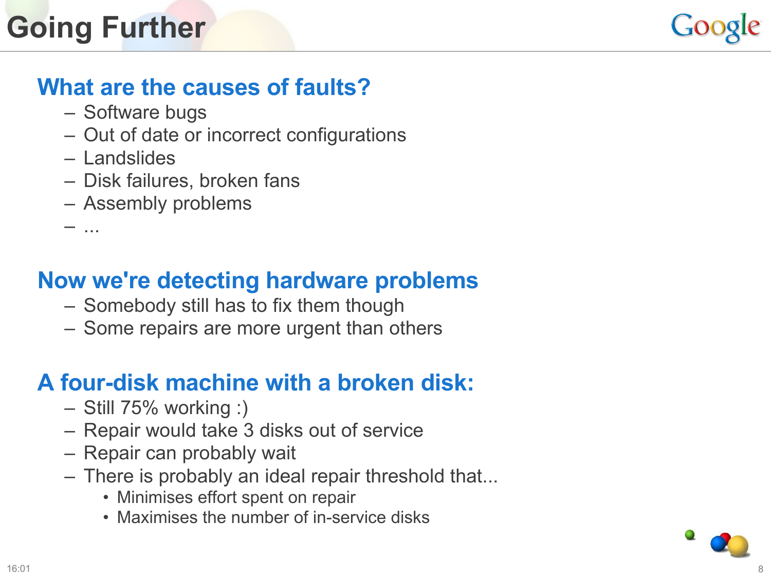# Going Further

## What are the causes of faults?

- Software bugs
- Out of date or incorrect configurations
- Landslides
- Disk failures, broken fans
- Assembly problems
- ...

## Now we're detecting hardware problems

- Somebody still has to fix them though
- Some repairs are more urgent than others

## A four-disk machine with a broken disk:

- Still 75% working :)
- Repair would take 3 disks out of service
- Repair can probably wait
- There is probably an ideal repair threshold that...
  - Minimises effort spent on repair
  - Maximises the number of in-service disks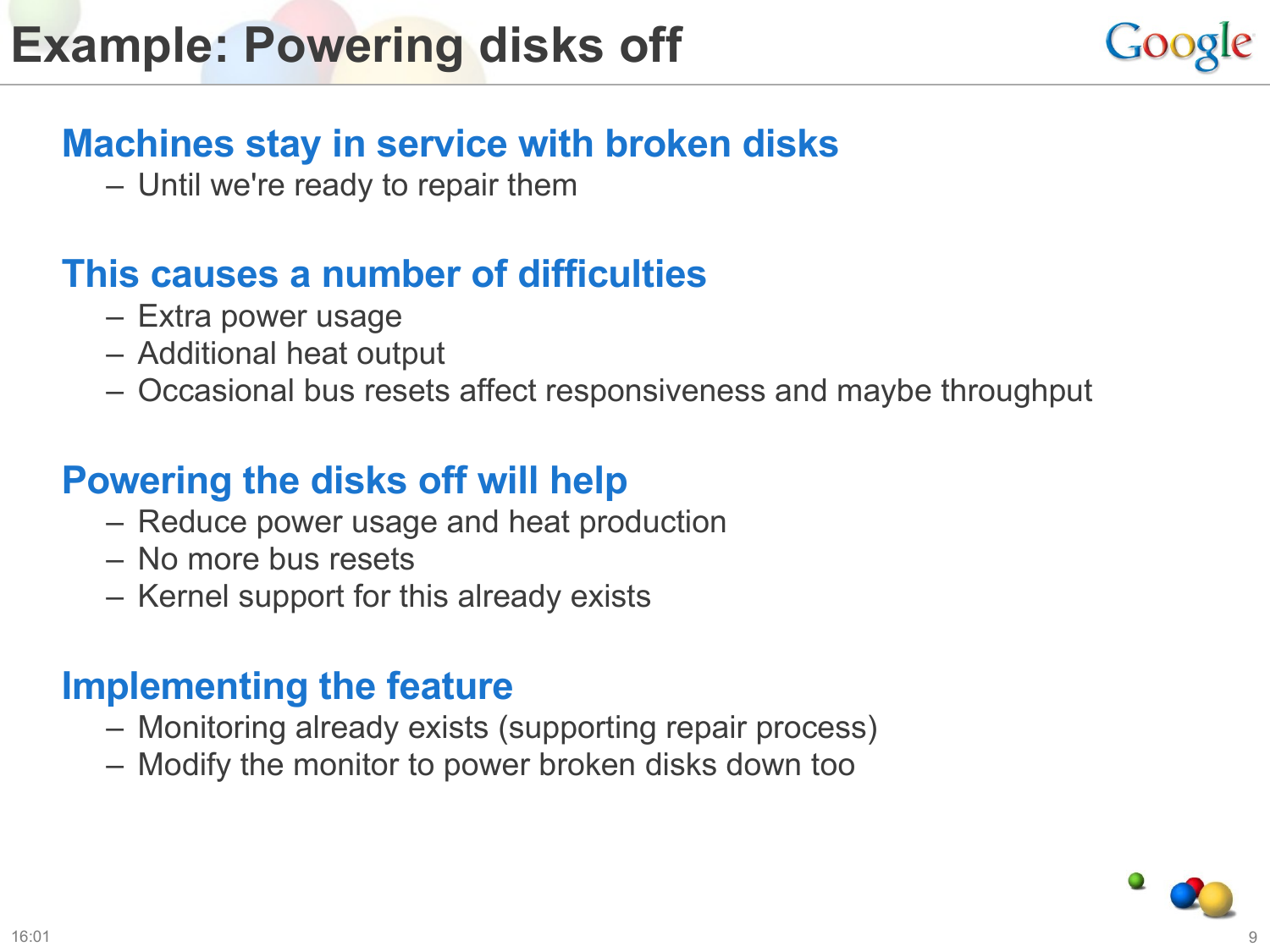# Example: Powering disks off

## Machines stay in service with broken disks

- Until we're ready to repair them

## This causes a number of difficulties

- Extra power usage
- Additional heat output
- Occasional bus resets affect responsiveness and maybe throughput

## Powering the disks off will help

- Reduce power usage and heat production
- No more bus resets
- Kernel support for this already exists

## Implementing the feature

- Monitoring already exists (supporting repair process)
- Modify the monitor to power broken disks down too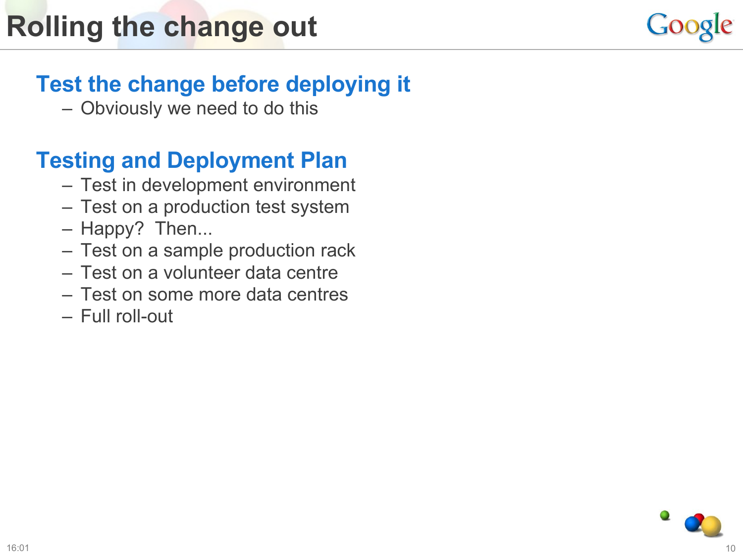# Rolling the change out

## Test the change before deploying it

- Obviously we need to do this

## Testing and Deployment Plan

- Test in development environment
- Test on a production test system
- Happy?  Then...
- Test on a sample production rack
- Test on a volunteer data centre
- Test on some more data centres
- Full roll-out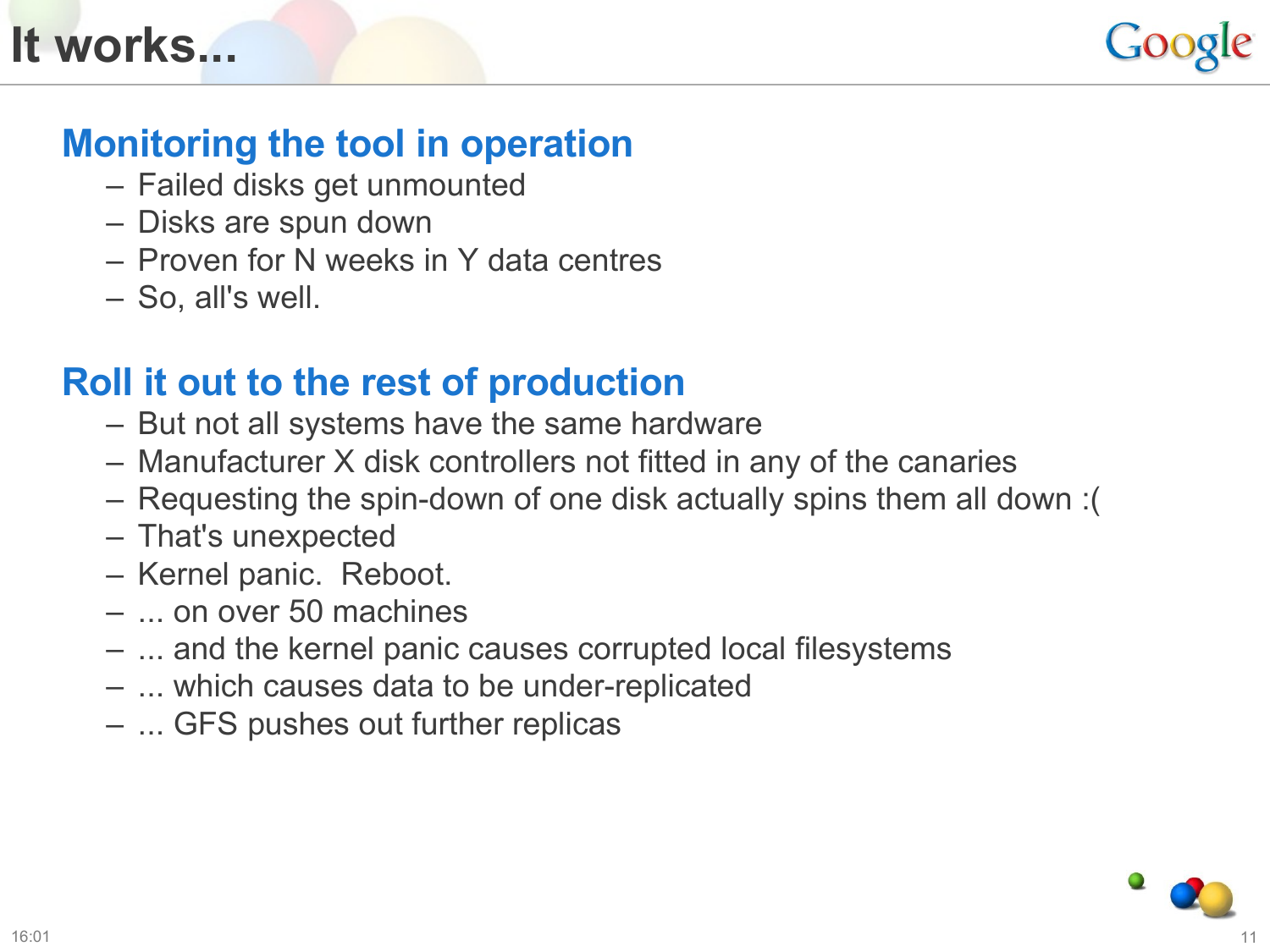# It works...

## Monitoring the tool in operation

- Failed disks get unmounted
- Disks are spun down
- Proven for N weeks in Y data centres
- So, all's well.

## Roll it out to the rest of production

- But not all systems have the same hardware
- Manufacturer X disk controllers not fitted in any of the canaries
- Requesting the spin-down of one disk actually spins them all down :(
- That's unexpected
- Kernel panic.  Reboot.
- ... on over 50 machines
- ... and the kernel panic causes corrupted local filesystems
- ... which causes data to be under-replicated
- ... GFS pushes out further replicas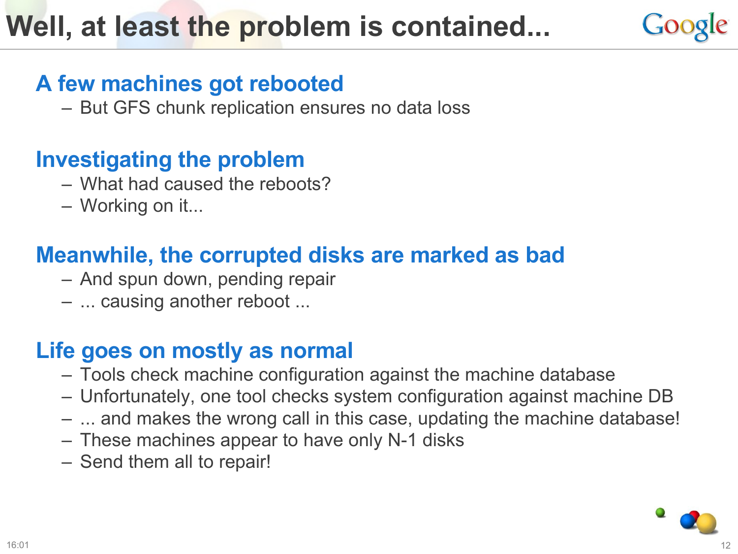# Well, at least the problem is contained...

## A few machines got rebooted

- But GFS chunk replication ensures no data loss

## Investigating the problem

- What had caused the reboots?
- Working on it...

## Meanwhile, the corrupted disks are marked as bad

- And spun down, pending repair
- ... causing another reboot ...

## Life goes on mostly as normal

- Tools check machine configuration against the machine database
- Unfortunately, one tool checks system configuration against machine DB
- ... and makes the wrong call in this case, updating the machine database!
- These machines appear to have only N-1 disks
- Send them all to repair!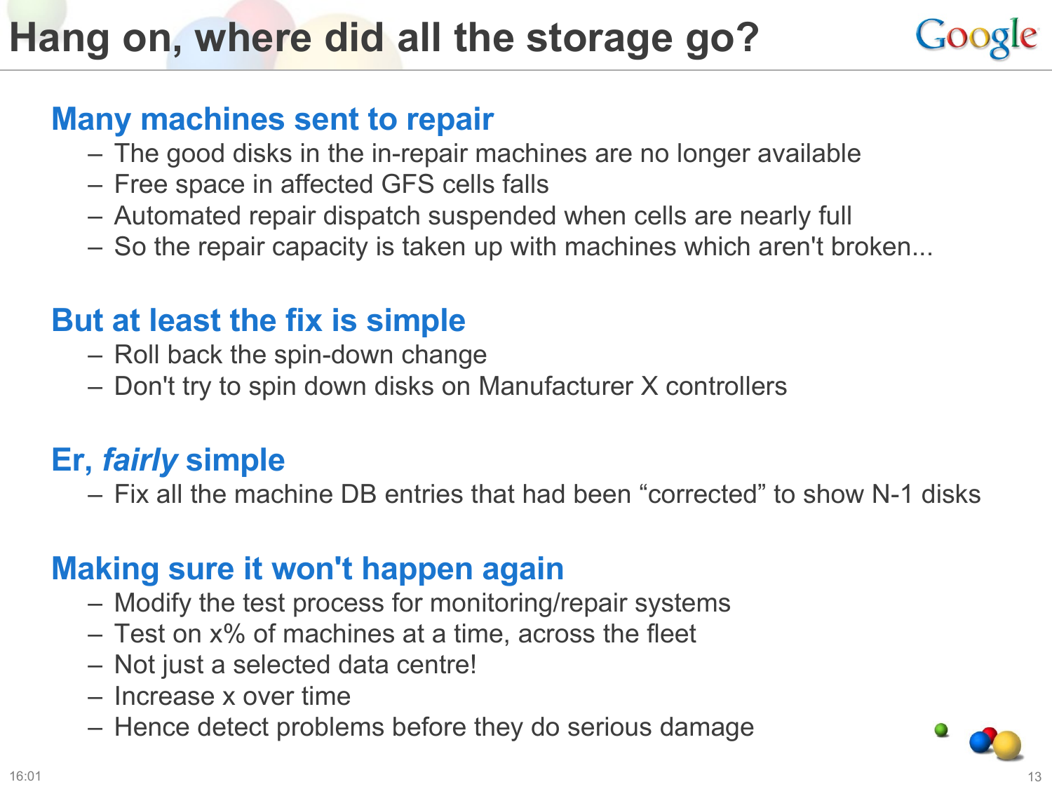# Hang on, where did all the storage go?

## Many machines sent to repair

- The good disks in the in-repair machines are no longer available
- Free space in affected GFS cells falls
- Automated repair dispatch suspended when cells are nearly full
- So the repair capacity is taken up with machines which aren't broken...

## But at least the fix is simple

- Roll back the spin-down change
- Don't try to spin down disks on Manufacturer X controllers

## Er, *fairly* simple

- Fix all the machine DB entries that had been “corrected” to show N-1 disks

## Making sure it won't happen again

- Modify the test process for monitoring/repair systems
- Test on x% of machines at a time, across the fleet
- Not just a selected data centre!
- Increase x over time
- Hence detect problems before they do serious damage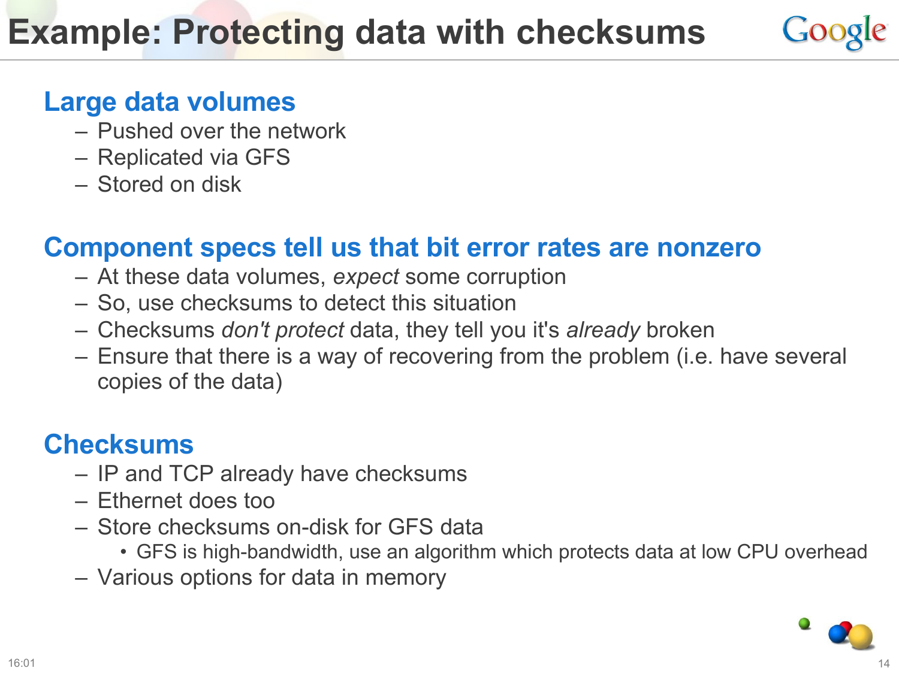# Example: Protecting data with checksums

## Large data volumes

- Pushed over the network
- Replicated via GFS
- Stored on disk

## Component specs tell us that bit error rates are nonzero

- At these data volumes, *expect* some corruption
- So, use checksums to detect this situation
- Checksums *don't protect* data, they tell you it's *already* broken
- Ensure that there is a way of recovering from the problem (i.e. have several copies of the data)

## Checksums

- IP and TCP already have checksums
- Ethernet does too
- Store checksums on-disk for GFS data
  - GFS is high-bandwidth, use an algorithm which protects data at low CPU overhead
- Various options for data in memory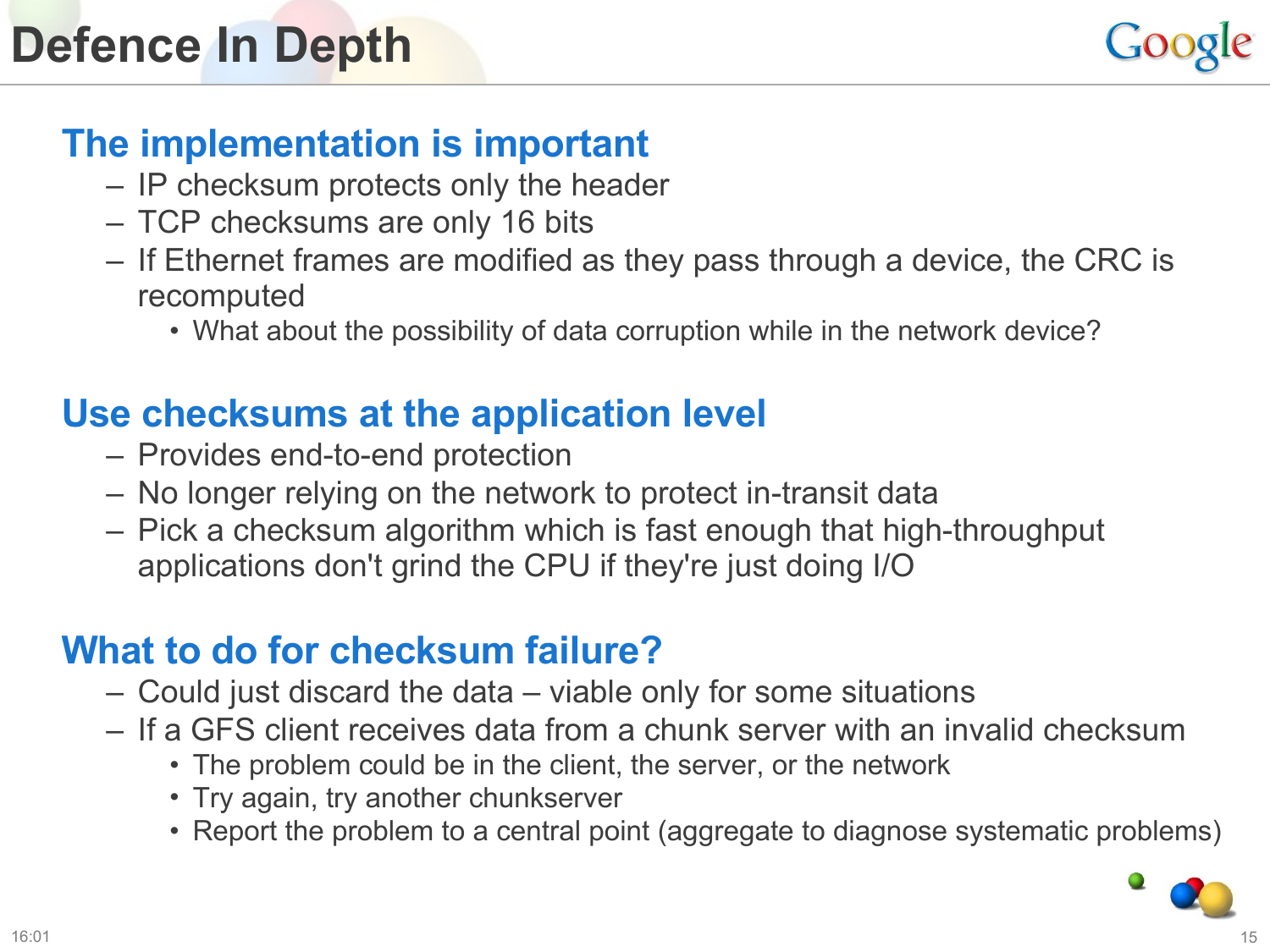# Defence In Depth

## The implementation is important

- IP checksum protects only the header
- TCP checksums are only 16 bits
- If Ethernet frames are modified as they pass through a device, the CRC is recomputed
  - What about the possibility of data corruption while in the network device?

## Use checksums at the application level

- Provides end-to-end protection
- No longer relying on the network to protect in-transit data
- Pick a checksum algorithm which is fast enough that high-throughput applications don't grind the CPU if they're just doing I/O

## What to do for checksum failure?

- Could just discard the data – viable only for some situations
- If a GFS client receives data from a chunk server with an invalid checksum
  - The problem could be in the client, the server, or the network
  - Try again, try another chunkserver
  - Report the problem to a central point (aggregate to diagnose systematic problems)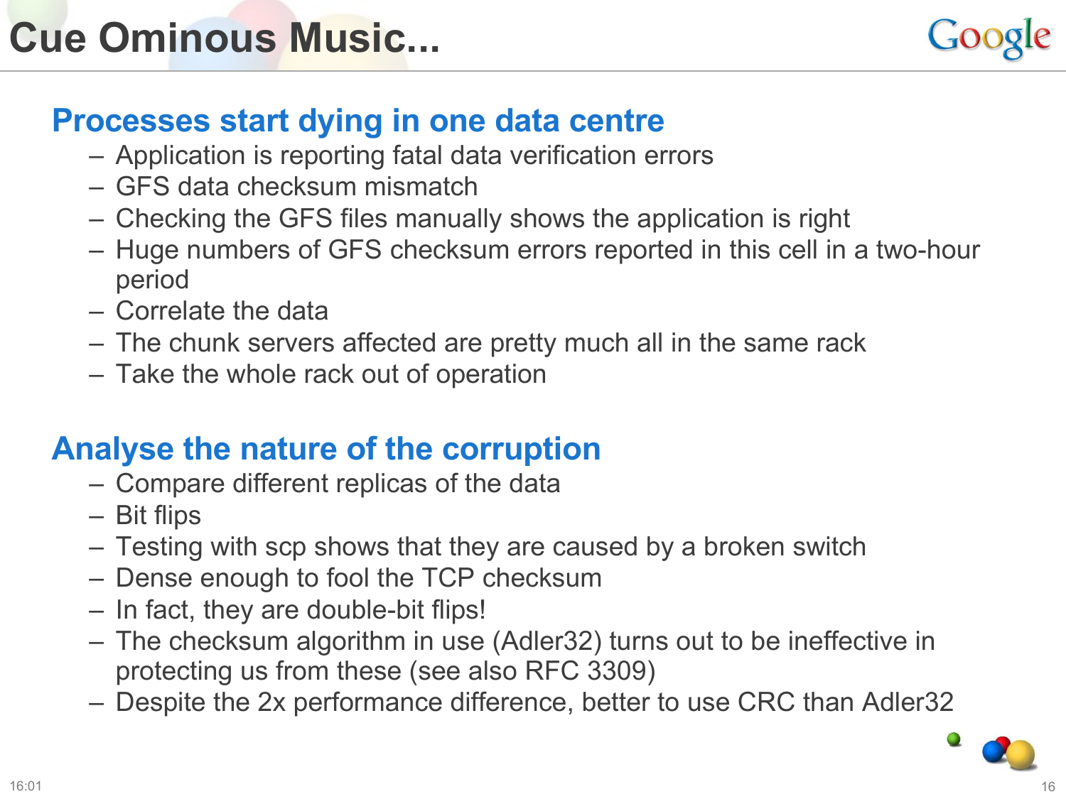# Cue Ominous Music...

## Processes start dying in one data centre

- Application is reporting fatal data verification errors
- GFS data checksum mismatch
- Checking the GFS files manually shows the application is right
- Huge numbers of GFS checksum errors reported in this cell in a two-hour period
- Correlate the data
- The chunk servers affected are pretty much all in the same rack
- Take the whole rack out of operation

## Analyse the nature of the corruption

- Compare different replicas of the data
- Bit flips
- Testing with scp shows that they are caused by a broken switch
- Dense enough to fool the TCP checksum
- In fact, they are double-bit flips!
- The checksum algorithm in use (Adler32) turns out to be ineffective in protecting us from these (see also RFC 3309)
- Despite the 2x performance difference, better to use CRC than Adler32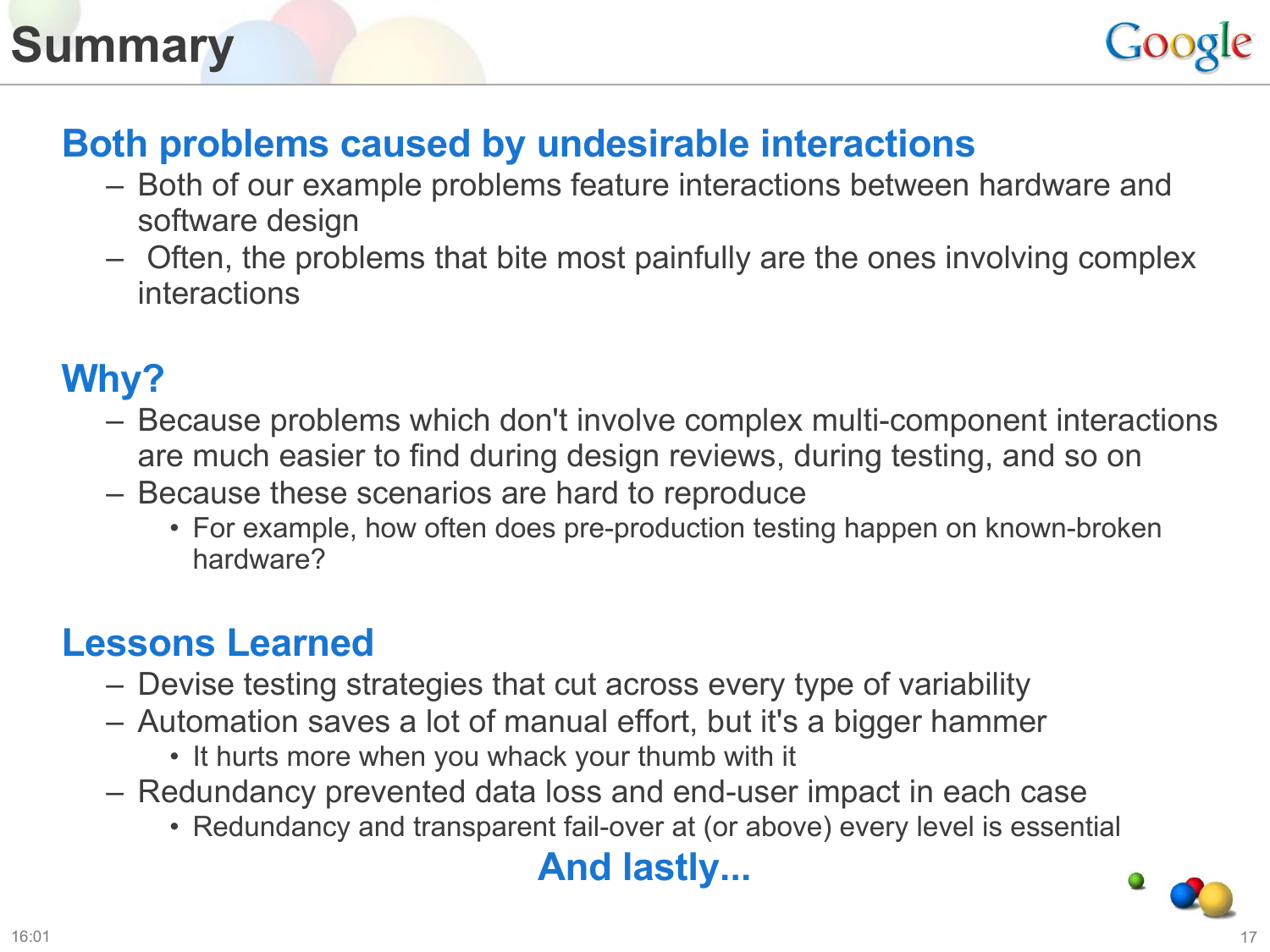# Summary

## Both problems caused by undesirable interactions

- Both of our example problems feature interactions between hardware and software design
- Often, the problems that bite most painfully are the ones involving complex interactions

## Why?

- Because problems which don't involve complex multi-component interactions are much easier to find during design reviews, during testing, and so on
- Because these scenarios are hard to reproduce
  - For example, how often does pre-production testing happen on known-broken hardware?

## Lessons Learned

- Devise testing strategies that cut across every type of variability
- Automation saves a lot of manual effort, but it's a bigger hammer
  - It hurts more when you whack your thumb with it
- Redundancy prevented data loss and end-user impact in each case
  - Redundancy and transparent fail-over at (or above) every level is essential

**And lastly...**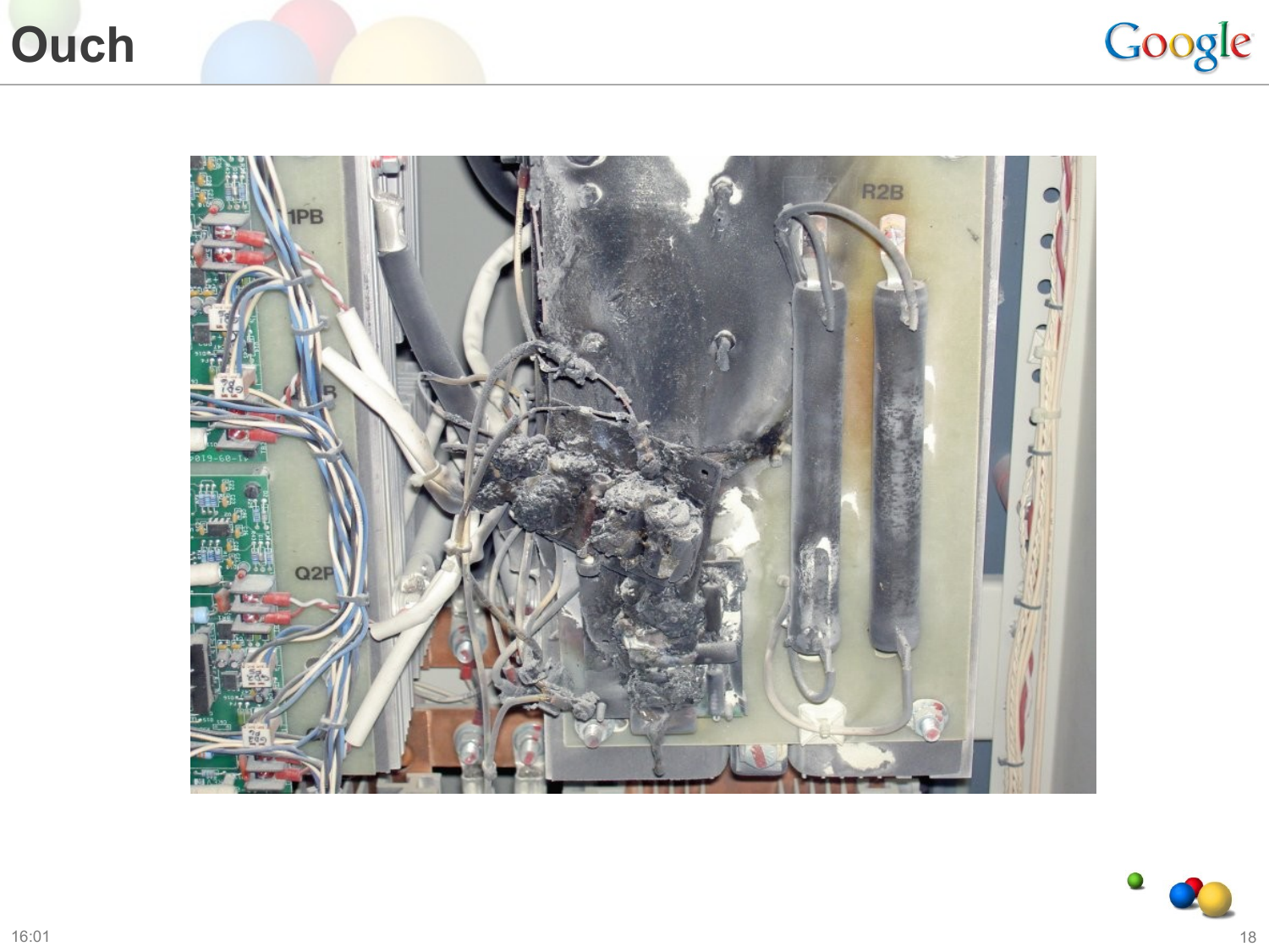# Ouch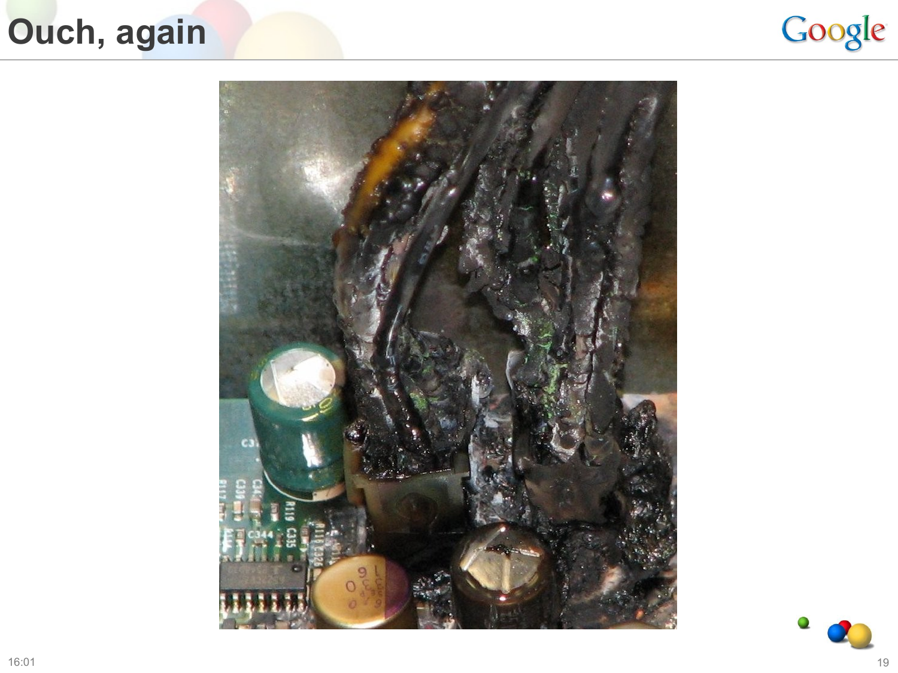# Ouch, again